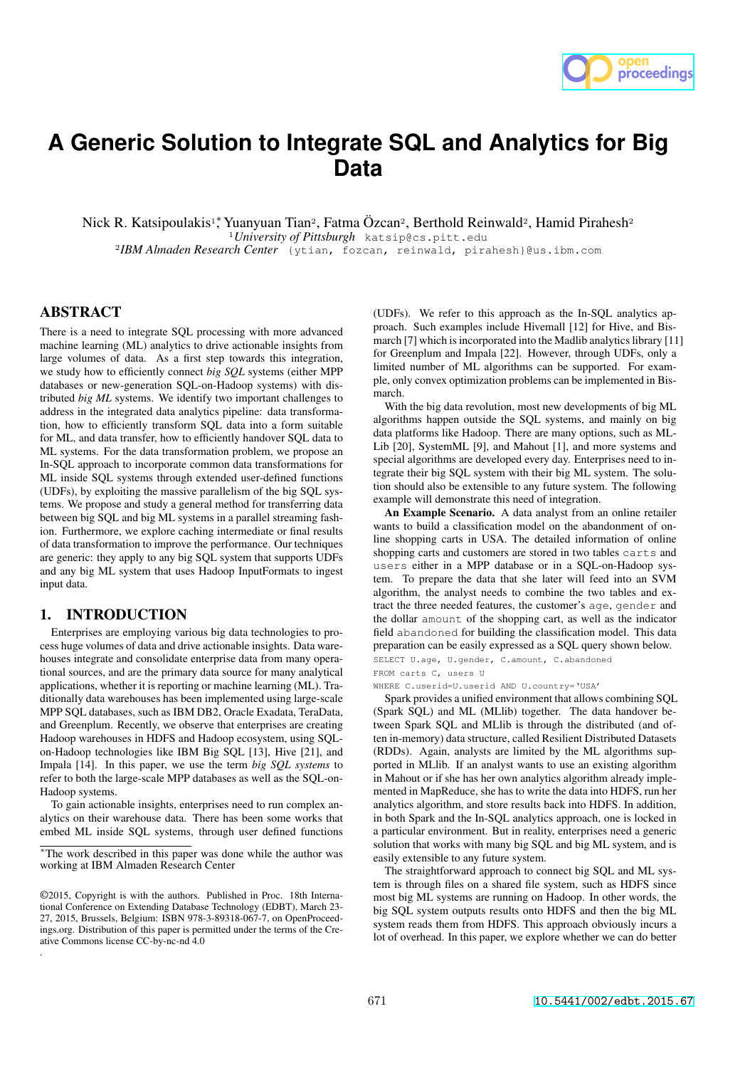# A Generic Solution to Integrate SQL and Analytics for Big Data

Nick R. Katsipoulakis[1]*, Yuanyuan Tian[2], Fatma Özcan[2], Berthold Reinwald[2], Hamid Pirahesh[2]

[1] *University of Pittsburgh* katsip@cs.pitt.edu

[2] *IBM Almaden Research Center* {ytian, fozcan, reinwald, pirahesh}@us.ibm.com

## ABSTRACT

There is a need to integrate SQL processing with more advanced machine learning (ML) analytics to drive actionable insights from large volumes of data. As a first step towards this integration, we study how to efficiently connect *big SQL* systems (either MPP databases or new-generation SQL-on-Hadoop systems) with distributed *big ML* systems. We identify two important challenges to address in the integrated data analytics pipeline: data transformation, how to efficiently transform SQL data into a form suitable for ML, and data transfer, how to efficiently handover SQL data to ML systems. For the data transformation problem, we propose an In-SQL approach to incorporate common data transformations for ML inside SQL systems through extended user-defined functions (UDFs), by exploiting the massive parallelism of the big SQL systems. We propose and study a general method for transferring data between big SQL and big ML systems in a parallel streaming fashion. Furthermore, we explore caching intermediate or final results of data transformation to improve the performance. Our techniques are generic: they apply to any big SQL system that supports UDFs and any big ML system that uses Hadoop InputFormats to ingest input data.

## 1. INTRODUCTION

Enterprises are employing various big data technologies to process huge volumes of data and drive actionable insights. Data warehouses integrate and consolidate enterprise data from many operational sources, and are the primary data source for many analytical applications, whether it is reporting or machine learning (ML). Traditionally data warehouses has been implemented using large-scale MPP SQL databases, such as IBM DB2, Oracle Exadata, TeraData, and Greenplum. Recently, we observe that enterprises are creating Hadoop warehouses in HDFS and Hadoop ecosystem, using SQL-on-Hadoop technologies like IBM Big SQL [13], Hive [21], and Impala [14]. In this paper, we use the term *big SQL systems* to refer to both the large-scale MPP databases as well as the SQL-on-Hadoop systems.

To gain actionable insights, enterprises need to run complex analytics on their warehouse data. There has been some works that embed ML inside SQL systems, through user defined functions (UDFs). We refer to this approach as the In-SQL analytics approach. Such examples include Hivemall [12] for Hive, and Bismarch [7] which is incorporated into the Madlib analytics library [11] for Greenplum and Impala [22]. However, through UDFs, only a limited number of ML algorithms can be supported. For example, only convex optimization problems can be implemented in Bismarch.

With the big data revolution, most new developments of big ML algorithms happen outside the SQL systems, and mainly on big data platforms like Hadoop. There are many options, such as MLLib [20], SystemML [9], and Mahout [1], and more systems and special algorithms are developed every day. Enterprises need to integrate their big SQL system with their big ML system. The solution should also be extensible to any future system. The following example will demonstrate this need of integration.

**An Example Scenario.** A data analyst from an online retailer wants to build a classification model on the abandonment of online shopping carts in USA. The detailed information of online shopping carts and customers are stored in two tables `carts` and `users` either in a MPP database or in a SQL-on-Hadoop system. To prepare the data that she later will feed into an SVM algorithm, the analyst needs to combine the two tables and extract the three needed features, the customer's `age`, `gender` and the dollar `amount` of the shopping cart, as well as the indicator field `abandoned` for building the classification model. This data preparation can be easily expressed as a SQL query shown below.

```
SELECT U.age, U.gender, C.amount, C.abandoned
FROM carts C, users U
WHERE C.userid=U.userid AND U.country='USA'
```

Spark provides a unified environment that allows combining SQL (Spark SQL) and ML (MLlib) together. The data handover between Spark SQL and MLlib is through the distributed (and often in-memory) data structure, called Resilient Distributed Datasets (RDDs). Again, analysts are limited by the ML algorithms supported in MLlib. If an analyst wants to use an existing algorithm in Mahout or if she has her own analytics algorithm already implemented in MapReduce, she has to write the data into HDFS, run her analytics algorithm, and store results back into HDFS. In addition, in both Spark and the In-SQL analytics approach, one is locked in a particular environment. But in reality, enterprises need a generic solution that works with many big SQL and big ML system, and is easily extensible to any future system.

The straightforward approach to connect big SQL and ML system is through files on a shared file system, such as HDFS since most big ML systems are running on Hadoop. In other words, the big SQL system outputs results onto HDFS and then the big ML system reads them from HDFS. This approach obviously incurs a lot of overhead. In this paper, we explore whether we can do better

---

*The work described in this paper was done while the author was working at IBM Almaden Research Center

©2015, Copyright is with the authors. Published in Proc. 18th International Conference on Extending Database Technology (EDBT), March 23-27, 2015, Brussels, Belgium: ISBN 978-3-89318-067-7, on OpenProceedings.org. Distribution of this paper is permitted under the terms of the Creative Commons license CC-by-nc-nd 4.0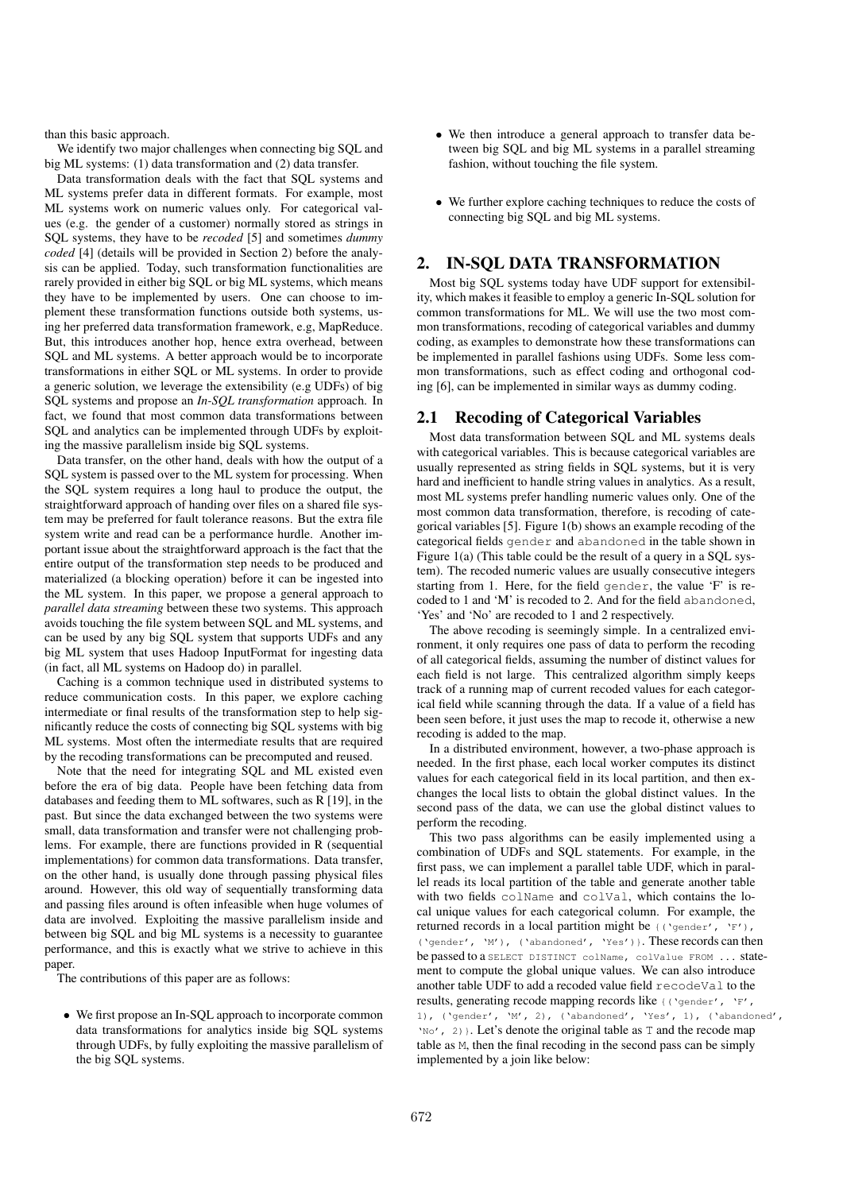than this basic approach.

We identify two major challenges when connecting big SQL and big ML systems: (1) data transformation and (2) data transfer.

Data transformation deals with the fact that SQL systems and ML systems prefer data in different formats. For example, most ML systems work on numeric values only. For categorical values (e.g. the gender of a customer) normally stored as strings in SQL systems, they have to be *recoded* [5] and sometimes *dummy coded* [4] (details will be provided in Section 2) before the analysis can be applied. Today, such transformation functionalities are rarely provided in either big SQL or big ML systems, which means they have to be implemented by users. One can choose to implement these transformation functions outside both systems, using her preferred data transformation framework, e.g, MapReduce. But, this introduces another hop, hence extra overhead, between SQL and ML systems. A better approach would be to incorporate transformations in either SQL or ML systems. In order to provide a generic solution, we leverage the extensibility (e.g UDFs) of big SQL systems and propose an *In-SQL transformation* approach. In fact, we found that most common data transformations between SQL and analytics can be implemented through UDFs by exploiting the massive parallelism inside big SQL systems.

Data transfer, on the other hand, deals with how the output of a SQL system is passed over to the ML system for processing. When the SQL system requires a long haul to produce the output, the straightforward approach of handing over files on a shared file system may be preferred for fault tolerance reasons. But the extra file system write and read can be a performance hurdle. Another important issue about the straightforward approach is the fact that the entire output of the transformation step needs to be produced and materialized (a blocking operation) before it can be ingested into the ML system. In this paper, we propose a general approach to *parallel data streaming* between these two systems. This approach avoids touching the file system between SQL and ML systems, and can be used by any big SQL system that supports UDFs and any big ML system that uses Hadoop InputFormat for ingesting data (in fact, all ML systems on Hadoop do) in parallel.

Caching is a common technique used in distributed systems to reduce communication costs. In this paper, we explore caching intermediate or final results of the transformation step to help significantly reduce the costs of connecting big SQL systems with big ML systems. Most often the intermediate results that are required by the recoding transformations can be precomputed and reused.

Note that the need for integrating SQL and ML existed even before the era of big data. People have been fetching data from databases and feeding them to ML softwares, such as R [19], in the past. But since the data exchanged between the two systems were small, data transformation and transfer were not challenging problems. For example, there are functions provided in R (sequential implementations) for common data transformations. Data transfer, on the other hand, is usually done through passing physical files around. However, this old way of sequentially transforming data and passing files around is often infeasible when huge volumes of data are involved. Exploiting the massive parallelism inside and between big SQL and big ML systems is a necessity to guarantee performance, and this is exactly what we strive to achieve in this paper.

The contributions of this paper are as follows:

- We first propose an In-SQL approach to incorporate common data transformations for analytics inside big SQL systems through UDFs, by fully exploiting the massive parallelism of the big SQL systems.
- We then introduce a general approach to transfer data between big SQL and big ML systems in a parallel streaming fashion, without touching the file system.
- We further explore caching techniques to reduce the costs of connecting big SQL and big ML systems.

## 2. IN-SQL DATA TRANSFORMATION

Most big SQL systems today have UDF support for extensibility, which makes it feasible to employ a generic In-SQL solution for common transformations for ML. We will use the two most common transformations, recoding of categorical variables and dummy coding, as examples to demonstrate how these transformations can be implemented in parallel fashions using UDFs. Some less common transformations, such as effect coding and orthogonal coding [6], can be implemented in similar ways as dummy coding.

### 2.1 Recoding of Categorical Variables

Most data transformation between SQL and ML systems deals with categorical variables. This is because categorical variables are usually represented as string fields in SQL systems, but it is very hard and inefficient to handle string values in analytics. As a result, most ML systems prefer handling numeric values only. One of the most common data transformation, therefore, is recoding of categorical variables [5]. Figure 1(b) shows an example recoding of the categorical fields `gender` and `abandoned` in the table shown in Figure 1(a) (This table could be the result of a query in a SQL system). The recoded numeric values are usually consecutive integers starting from 1. Here, for the field `gender`, the value 'F' is recoded to 1 and 'M' is recoded to 2. And for the field `abandoned`, 'Yes' and 'No' are recoded to 1 and 2 respectively.

The above recoding is seemingly simple. In a centralized environment, it only requires one pass of data to perform the recoding of all categorical fields, assuming the number of distinct values for each field is not large. This centralized algorithm simply keeps track of a running map of current recoded values for each categorical field while scanning through the data. If a value of a field has been seen before, it just uses the map to recode it, otherwise a new recoding is added to the map.

In a distributed environment, however, a two-phase approach is needed. In the first phase, each local worker computes its distinct values for each categorical field in its local partition, and then exchanges the local lists to obtain the global distinct values. In the second pass of the data, we can use the global distinct values to perform the recoding.

This two pass algorithms can be easily implemented using a combination of UDFs and SQL statements. For example, in the first pass, we can implement a parallel table UDF, which in parallel reads its local partition of the table and generate another table with two fields `colName` and `colVal`, which contains the local unique values for each categorical column. For example, the returned records in a local partition might be `{('gender', 'F'), ('gender', 'M'), ('abandoned', 'Yes')}`. These records can then be passed to a `SELECT DISTINCT colName, colValue FROM ...` statement to compute the global unique values. We can also introduce another table UDF to add a recoded value field `recodeVal` to the results, generating recode mapping records like `{('gender', 'F', 1), ('gender', 'M', 2), ('abandoned', 'Yes', 1), ('abandoned', 'No', 2)}`. Let's denote the original table as `T` and the recode map table as `M`, then the final recoding in the second pass can be simply implemented by a join like below: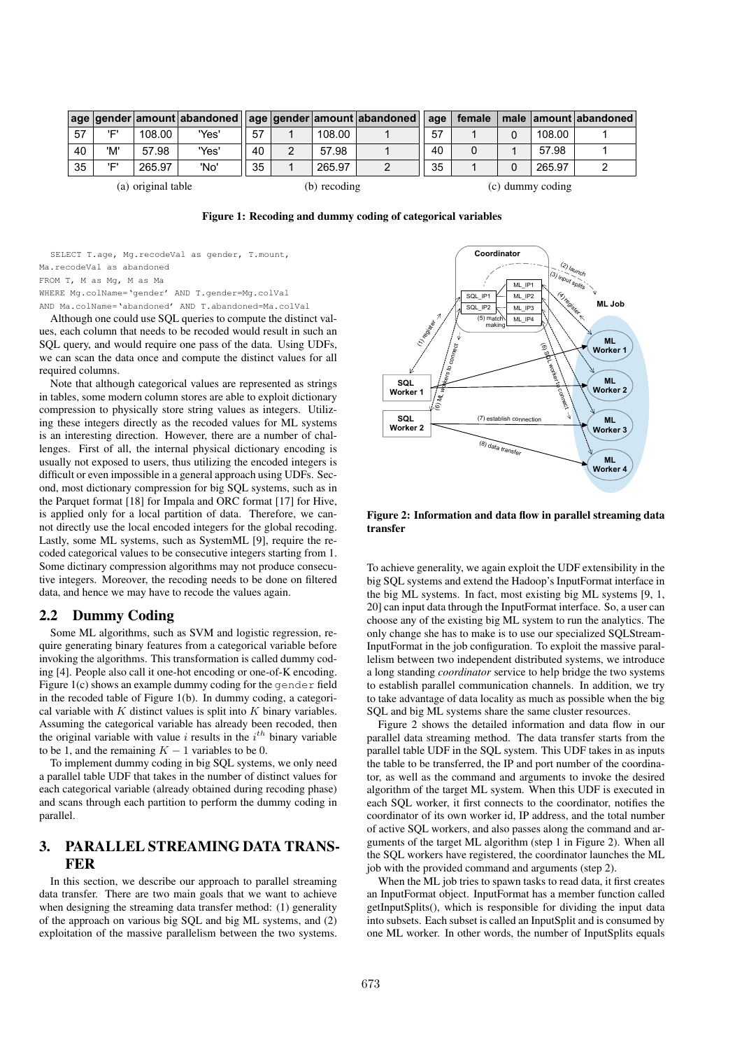| age | gender | amount | abandoned |
|---|---|---|---|
| 57 | 'F' | 108.00 | 'Yes' |
| 40 | 'M' | 57.98 | 'Yes' |
| 35 | 'F' | 265.97 | 'No' |

(a) original table

| age | gender | amount | abandoned |
|---|---|---|---|
| 57 | 1 | 108.00 | 1 |
| 40 | 2 | 57.98 | 1 |
| 35 | 1 | 265.97 | 2 |

(b) recoding

| age | female | male | amount | abandoned |
|---|---|---|---|---|
| 57 | 1 | 0 | 108.00 | 1 |
| 40 | 0 | 1 | 57.98 | 1 |
| 35 | 1 | 0 | 265.97 | 2 |

(c) dummy coding

**Figure 1: Recoding and dummy coding of categorical variables**

```
SELECT T.age, Mg.recodeVal as gender, T.mount,
Ma.recodeVal as abandoned
FROM T, M as Mg, M as Ma
WHERE Mg.colName='gender' AND T.gender=Mg.colVal
AND Ma.colName='abandoned' AND T.abandoned=Ma.colVal
```

Although one could use SQL queries to compute the distinct values, each column that needs to be recoded would result in such an SQL query, and would require one pass of the data. Using UDFs, we can scan the data once and compute the distinct values for all required columns.

Note that although categorical values are represented as strings in tables, some modern column stores are able to exploit dictionary compression to physically store string values as integers. Utilizing these integers directly as the recoded values for ML systems is an interesting direction. However, there are a number of challenges. First of all, the internal physical dictionary encoding is usually not exposed to users, thus utilizing the encoded integers is difficult or even impossible in a general approach using UDFs. Second, most dictionary compression for big SQL systems, such as in the Parquet format [18] for Impala and ORC format [17] for Hive, is applied only for a local partition of data. Therefore, we cannot directly use the local encoded integers for the global recoding. Lastly, some ML systems, such as SystemML [9], require the recoded categorical values to be consecutive integers starting from 1. Some dictionary compression algorithms may not produce consecutive integers. Moreover, the recoding needs to be done on filtered data, and hence we may have to recode the values again.

## 2.2 Dummy Coding

Some ML algorithms, such as SVM and logistic regression, require generating binary features from a categorical variable before invoking the algorithms. This transformation is called dummy coding [4]. People also call it one-hot encoding or one-of-K encoding. Figure 1(c) shows an example dummy coding for the gender field in the recoded table of Figure 1(b). In dummy coding, a categorical variable with $K$ distinct values is split into $K$ binary variables. Assuming the categorical variable has already been recoded, then the original variable with value $i$ results in the $i^{th}$ binary variable to be 1, and the remaining $K-1$ variables to be 0.

To implement dummy coding in big SQL systems, we only need a parallel table UDF that takes in the number of distinct values for each categorical variable (already obtained during recoding phase) and scans through each partition to perform the dummy coding in parallel.

# 3. PARALLEL STREAMING DATA TRANSFER

In this section, we describe our approach to parallel streaming data transfer. There are two main goals that we want to achieve when designing the streaming data transfer method: (1) generality of the approach on various big SQL and big ML systems, and (2) exploitation of the massive parallelism between the two systems.

**Figure 2: Information and data flow in parallel streaming data transfer**

To achieve generality, we again exploit the UDF extensibility in the big SQL systems and extend the Hadoop's InputFormat interface in the big ML systems. In fact, most existing big ML systems [9, 1, 20] can input data through the InputFormat interface. So, a user can choose any of the existing big ML system to run the analytics. The only change she has to make is to use our specialized SQLStreamInputFormat in the job configuration. To exploit the massive parallelism between two independent distributed systems, we introduce a long standing *coordinator* service to help bridge the two systems to establish parallel communication channels. In addition, we try to take advantage of data locality as much as possible when the big SQL and big ML systems share the same cluster resources.

Figure 2 shows the detailed information and data flow in our parallel data streaming method. The data transfer starts from the parallel table UDF in the SQL system. This UDF takes in as inputs the table to be transferred, the IP and port number of the coordinator, as well as the command and arguments to invoke the desired algorithm of the target ML system. When this UDF is executed in each SQL worker, it first connects to the coordinator, notifies the coordinator of its own worker id, IP address, and the total number of active SQL workers, and also passes along the command and arguments of the target ML algorithm (step 1 in Figure 2). When all the SQL workers have registered, the coordinator launches the ML job with the provided command and arguments (step 2).

When the ML job tries to spawn tasks to read data, it first creates an InputFormat object. InputFormat has a member function called getInputSplits(), which is responsible for dividing the input data into subsets. Each subset is called an InputSplit and is consumed by one ML worker. In other words, the number of InputSplits equals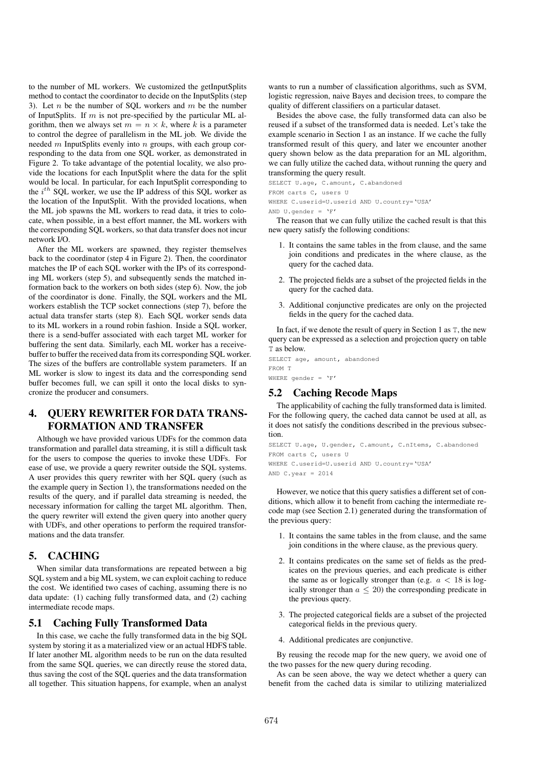to the number of ML workers. We customized the getInputSplits method to contact the coordinator to decide on the InputSplits (step 3). Let $n$ be the number of SQL workers and $m$ be the number of InputSplits. If $m$ is not pre-specified by the particular ML algorithm, then we always set $m = n \times k$, where $k$ is a parameter to control the degree of parallelism in the ML job. We divide the needed $m$ InputSplits evenly into $n$ groups, with each group corresponding to the data from one SQL worker, as demonstrated in Figure 2. To take advantage of the potential locality, we also provide the locations for each InputSplit where the data for the split would be local. In particular, for each InputSplit corresponding to the $i^{th}$ SQL worker, we use the IP address of this SQL worker as the location of the InputSplit. With the provided locations, when the ML job spawns the ML workers to read data, it tries to colocate, when possible, in a best effort manner, the ML workers with the corresponding SQL workers, so that data transfer does not incur network I/O.

After the ML workers are spawned, they register themselves back to the coordinator (step 4 in Figure 2). Then, the coordinator matches the IP of each SQL worker with the IPs of its corresponding ML workers (step 5), and subsequently sends the matched information back to the workers on both sides (step 6). Now, the job of the coordinator is done. Finally, the SQL workers and the ML workers establish the TCP socket connections (step 7), before the actual data transfer starts (step 8). Each SQL worker sends data to its ML workers in a round robin fashion. Inside a SQL worker, there is a send-buffer associated with each target ML worker for buffering the sent data. Similarly, each ML worker has a receive-buffer to buffer the received data from its corresponding SQL worker. The sizes of the buffers are controllable system parameters. If an ML worker is slow to ingest its data and the corresponding send buffer becomes full, we can spill it onto the local disks to syncronize the producer and consumers.

## 4. QUERY REWRITER FOR DATA TRANSFORMATION AND TRANSFER

Although we have provided various UDFs for the common data transformation and parallel data streaming, it is still a difficult task for the users to compose the queries to invoke these UDFs. For ease of use, we provide a query rewriter outside the SQL systems. A user provides this query rewriter with her SQL query (such as the example query in Section 1), the transformations needed on the results of the query, and if parallel data streaming is needed, the necessary information for calling the target ML algorithm. Then, the query rewriter will extend the given query into another query with UDFs, and other operations to perform the required transformations and the data transfer.

## 5. CACHING

When similar data transformations are repeated between a big SQL system and a big ML system, we can exploit caching to reduce the cost. We identified two cases of caching, assuming there is no data update: (1) caching fully transformed data, and (2) caching intermediate recode maps.

### 5.1 Caching Fully Transformed Data

In this case, we cache the fully transformed data in the big SQL system by storing it as a materialized view or an actual HDFS table. If later another ML algorithm needs to be run on the data resulted from the same SQL queries, we can directly reuse the stored data, thus saving the cost of the SQL queries and the data transformation all together. This situation happens, for example, when an analyst wants to run a number of classification algorithms, such as SVM, logistic regression, naive Bayes and decision trees, to compare the quality of different classifiers on a particular dataset.

Besides the above case, the fully transformed data can also be reused if a subset of the transformed data is needed. Let's take the example scenario in Section 1 as an instance. If we cache the fully transformed result of this query, and later we encounter another query shown below as the data preparation for an ML algorithm, we can fully utilize the cached data, without running the query and transforming the query result.

```
SELECT U.age, C.amount, C.abandoned
FROM carts C, users U
WHERE C.userid=U.userid AND U.country='USA'
AND U.gender = 'F'
```

The reason that we can fully utilize the cached result is that this new query satisfy the following conditions:

1. It contains the same tables in the from clause, and the same join conditions and predicates in the where clause, as the query for the cached data.
2. The projected fields are a subset of the projected fields in the query for the cached data.
3. Additional conjunctive predicates are only on the projected fields in the query for the cached data.

In fact, if we denote the result of query in Section 1 as T, the new query can be expressed as a selection and projection query on table T as below.

```
SELECT age, amount, abandoned
FROM T
WHERE gender = 'F'
```

### 5.2 Caching Recode Maps

The applicability of caching the fully transformed data is limited. For the following query, the cached data cannot be used at all, as it does not satisfy the conditions described in the previous subsection.

```
SELECT U.age, U.gender, C.amount, C.nItems, C.abandoned
FROM carts C, users U
WHERE C.userid=U.userid AND U.country='USA'
AND C.year = 2014
```

However, we notice that this query satisfies a different set of conditions, which allow it to benefit from caching the intermediate recode map (see Section 2.1) generated during the transformation of the previous query:

1. It contains the same tables in the from clause, and the same join conditions in the where clause, as the previous query.
2. It contains predicates on the same set of fields as the predicates on the previous queries, and each predicate is either the same as or logically stronger than (e.g. $a < 18$ is logically stronger than $a \leq 20$) the corresponding predicate in the previous query.
3. The projected categorical fields are a subset of the projected categorical fields in the previous query.
4. Additional predicates are conjunctive.

By reusing the recode map for the new query, we avoid one of the two passes for the new query during recoding.

As can be seen above, the way we detect whether a query can benefit from the cached data is similar to utilizing materialized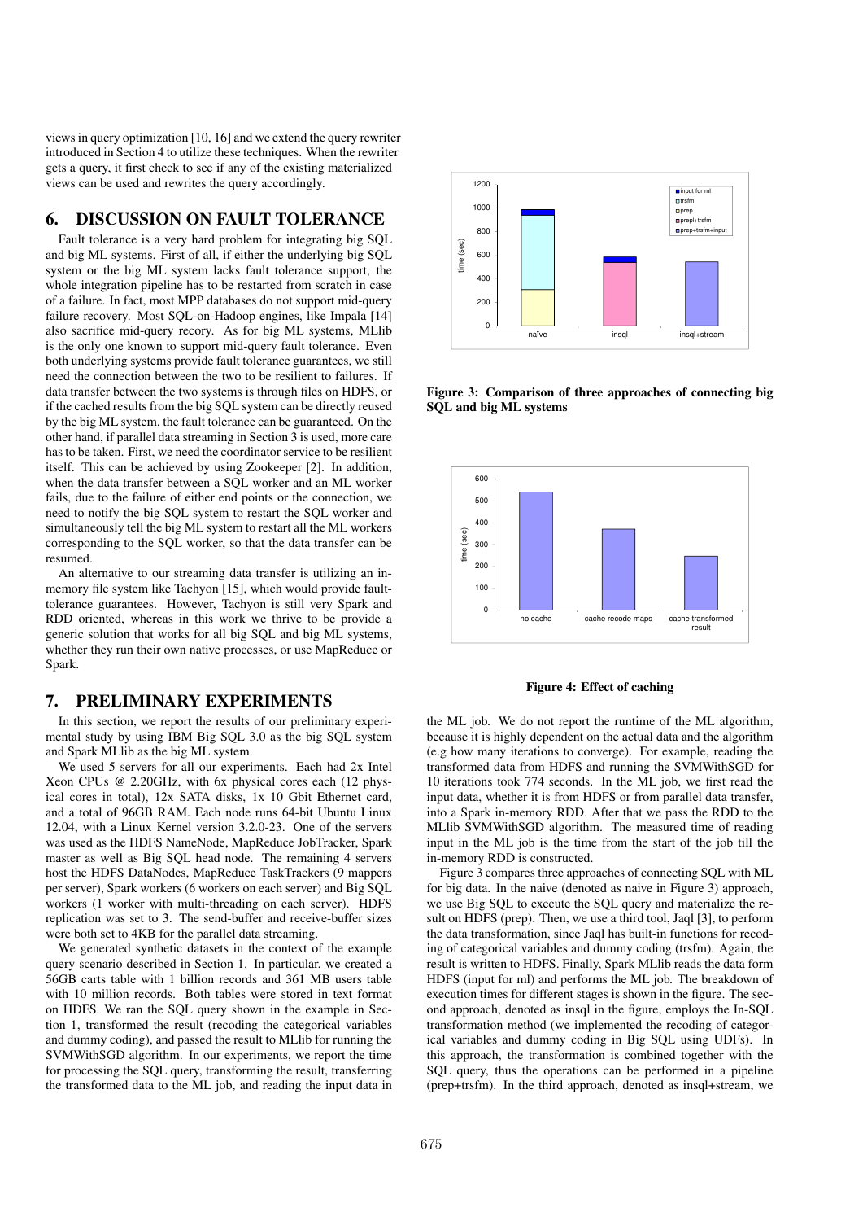views in query optimization [10, 16] and we extend the query rewriter introduced in Section 4 to utilize these techniques. When the rewriter gets a query, it first check to see if any of the existing materialized views can be used and rewrites the query accordingly.

## 6. DISCUSSION ON FAULT TOLERANCE

Fault tolerance is a very hard problem for integrating big SQL and big ML systems. First of all, if either the underlying big SQL system or the big ML system lacks fault tolerance support, the whole integration pipeline has to be restarted from scratch in case of a failure. In fact, most MPP databases do not support mid-query failure recovery. Most SQL-on-Hadoop engines, like Impala [14] also sacrifice mid-query recory. As for big ML systems, MLlib is the only one known to support mid-query fault tolerance. Even both underlying systems provide fault tolerance guarantees, we still need the connection between the two to be resilient to failures. If data transfer between the two systems is through files on HDFS, or if the cached results from the big SQL system can be directly reused by the big ML system, the fault tolerance can be guaranteed. On the other hand, if parallel data streaming in Section 3 is used, more care has to be taken. First, we need the coordinator service to be resilient itself. This can be achieved by using Zookeeper [2]. In addition, when the data transfer between a SQL worker and an ML worker fails, due to the failure of either end points or the connection, we need to notify the big SQL system to restart the SQL worker and simultaneously tell the big ML system to restart all the ML workers corresponding to the SQL worker, so that the data transfer can be resumed.

An alternative to our streaming data transfer is utilizing an in-memory file system like Tachyon [15], which would provide fault-tolerance guarantees. However, Tachyon is still very Spark and RDD oriented, whereas in this work we thrive to be provide a generic solution that works for all big SQL and big ML systems, whether they run their own native processes, or use MapReduce or Spark.

## 7. PRELIMINARY EXPERIMENTS

In this section, we report the results of our preliminary experimental study by using IBM Big SQL 3.0 as the big SQL system and Spark MLlib as the big ML system.

We used 5 servers for all our experiments. Each had 2x Intel Xeon CPUs @ 2.20GHz, with 6x physical cores each (12 physical cores in total), 12x SATA disks, 1x 10 Gbit Ethernet card, and a total of 96GB RAM. Each node runs 64-bit Ubuntu Linux 12.04, with a Linux Kernel version 3.2.0-23. One of the servers was used as the HDFS NameNode, MapReduce JobTracker, Spark master as well as Big SQL head node. The remaining 4 servers host the HDFS DataNodes, MapReduce TaskTrackers (9 mappers per server), Spark workers (6 workers on each server) and Big SQL workers (1 worker with multi-threading on each server). HDFS replication was set to 3. The send-buffer and receive-buffer sizes were both set to 4KB for the parallel data streaming.

We generated synthetic datasets in the context of the example query scenario described in Section 1. In particular, we created a 56GB carts table with 1 billion records and 361 MB users table with 10 million records. Both tables were stored in text format on HDFS. We ran the SQL query shown in the example in Section 1, transformed the result (recoding the categorical variables and dummy coding), and passed the result to MLlib for running the SVMWithSGD algorithm. In our experiments, we report the time for processing the SQL query, transforming the result, transferring the transformed data to the ML job, and reading the input data in the ML job. We do not report the runtime of the ML algorithm, because it is highly dependent on the actual data and the algorithm (e.g how many iterations to converge). For example, reading the transformed data from HDFS and running the SVMWithSGD for 10 iterations took 774 seconds. In the ML job, we first read the input data, whether it is from HDFS or from parallel data transfer, into a Spark in-memory RDD. After that we pass the RDD to the MLlib SVMWithSGD algorithm. The measured time of reading input in the ML job is the time from the start of the job till the in-memory RDD is constructed.

**Figure 3: Comparison of three approaches of connecting big SQL and big ML systems**

**Figure 4: Effect of caching**

Figure 3 compares three approaches of connecting SQL with ML for big data. In the naive (denoted as naive in Figure 3) approach, we use Big SQL to execute the SQL query and materialize the result on HDFS (prep). Then, we use a third tool, Jaql [3], to perform the data transformation, since Jaql has built-in functions for recoding of categorical variables and dummy coding (trsfm). Again, the result is written to HDFS. Finally, Spark MLlib reads the data form HDFS (input for ml) and performs the ML job. The breakdown of execution times for different stages is shown in the figure. The second approach, denoted as insql in the figure, employs the In-SQL transformation method (we implemented the recoding of categorical variables and dummy coding in Big SQL using UDFs). In this approach, the transformation is combined together with the SQL query, thus the operations can be performed in a pipeline (prep+trsfm). In the third approach, denoted as insql+stream, we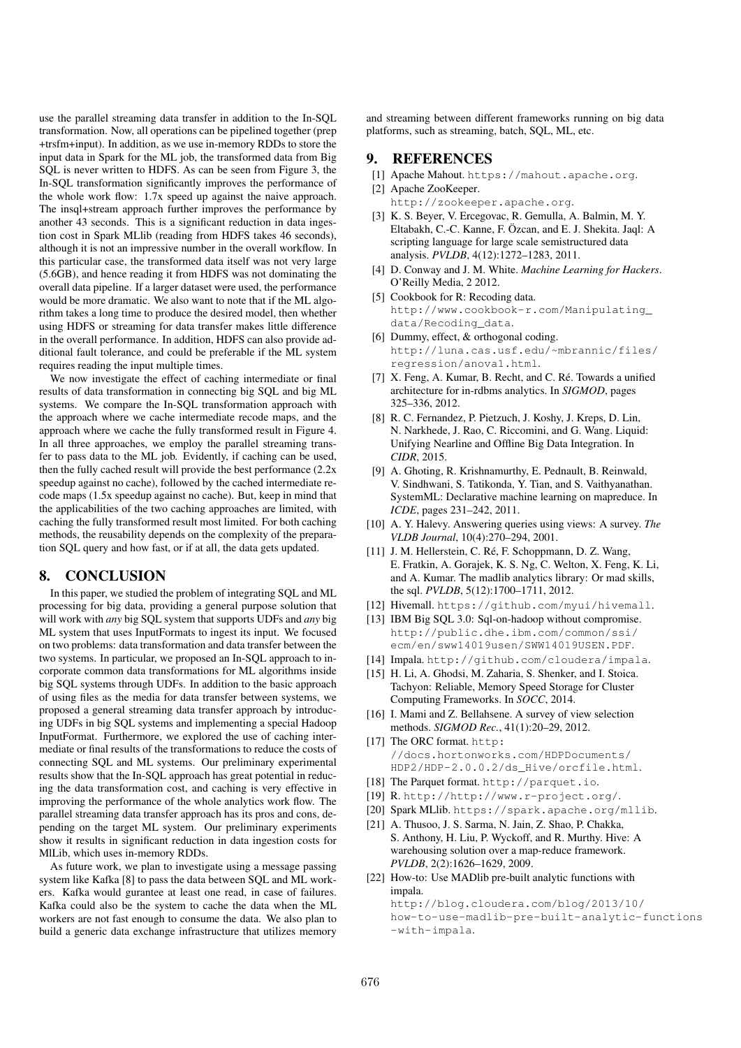use the parallel streaming data transfer in addition to the In-SQL transformation. Now, all operations can be pipelined together (prep +trsfm+input). In addition, as we use in-memory RDDs to store the input data in Spark for the ML job, the transformed data from Big SQL is never written to HDFS. As can be seen from Figure 3, the In-SQL transformation significantly improves the performance of the whole work flow: 1.7x speed up against the naive approach. The insql+stream approach further improves the performance by another 43 seconds. This is a significant reduction in data ingestion cost in Spark MLlib (reading from HDFS takes 46 seconds), although it is not an impressive number in the overall workflow. In this particular case, the transformed data itself was not very large (5.6GB), and hence reading it from HDFS was not dominating the overall data pipeline. If a larger dataset were used, the performance would be more dramatic. We also want to note that if the ML algorithm takes a long time to produce the desired model, then whether using HDFS or streaming for data transfer makes little difference in the overall performance. In addition, HDFS can also provide additional fault tolerance, and could be preferable if the ML system requires reading the input multiple times.

We now investigate the effect of caching intermediate or final results of data transformation in connecting big SQL and big ML systems. We compare the In-SQL transformation approach with the approach where we cache intermediate recode maps, and the approach where we cache the fully transformed result in Figure 4. In all three approaches, we employ the parallel streaming transfer to pass data to the ML job. Evidently, if caching can be used, then the fully cached result will provide the best performance (2.2x speedup against no cache), followed by the cached intermediate recode maps (1.5x speedup against no cache). But, keep in mind that the applicabilities of the two caching approaches are limited, with caching the fully transformed result most limited. For both caching methods, the reusability depends on the complexity of the preparation SQL query and how fast, or if at all, the data gets updated.

## 8. CONCLUSION

In this paper, we studied the problem of integrating SQL and ML processing for big data, providing a general purpose solution that will work with *any* big SQL system that supports UDFs and *any* big ML system that uses InputFormats to ingest its input. We focused on two problems: data transformation and data transfer between the two systems. In particular, we proposed an In-SQL approach to incorporate common data transformations for ML algorithms inside big SQL systems through UDFs. In addition to the basic approach of using files as the media for data transfer between systems, we proposed a general streaming data transfer approach by introducing UDFs in big SQL systems and implementing a special Hadoop InputFormat. Furthermore, we explored the use of caching intermediate or final results of the transformations to reduce the costs of connecting SQL and ML systems. Our preliminary experimental results show that the In-SQL approach has great potential in reducing the data transformation cost, and caching is very effective in improving the performance of the whole analytics work flow. The parallel streaming data transfer approach has its pros and cons, depending on the target ML system. Our preliminary experiments show it results in significant reduction in data ingestion costs for MlLib, which uses in-memory RDDs.

As future work, we plan to investigate using a message passing system like Kafka [8] to pass the data between SQL and ML workers. Kafka would gurantee at least one read, in case of failures. Kafka could also be the system to cache the data when the ML workers are not fast enough to consume the data. We also plan to build a generic data exchange infrastructure that utilizes memory and streaming between different frameworks running on big data platforms, such as streaming, batch, SQL, ML, etc.

## 9. REFERENCES

[1] Apache Mahout. https://mahout.apache.org.

[2] Apache ZooKeeper. http://zookeeper.apache.org.

[3] K. S. Beyer, V. Ercegovac, R. Gemulla, A. Balmin, M. Y. Eltabakh, C.-C. Kanne, F. Özcan, and E. J. Shekita. Jaql: A scripting language for large scale semistructured data analysis. *PVLDB*, 4(12):1272–1283, 2011.

[4] D. Conway and J. M. White. *Machine Learning for Hackers*. O'Reilly Media, 2 2012.

[5] Cookbook for R: Recoding data. http://www.cookbook-r.com/Manipulating_data/Recoding_data.

[6] Dummy, effect, & orthogonal coding. http://luna.cas.usf.edu/~mbrannic/files/regression/anova1.html.

[7] X. Feng, A. Kumar, B. Recht, and C. Ré. Towards a unified architecture for in-rdbms analytics. In *SIGMOD*, pages 325–336, 2012.

[8] R. C. Fernandez, P. Pietzuch, J. Koshy, J. Kreps, D. Lin, N. Narkhede, J. Rao, C. Riccomini, and G. Wang. Liquid: Unifying Nearline and Offline Big Data Integration. In *CIDR*, 2015.

[9] A. Ghoting, R. Krishnamurthy, E. Pednault, B. Reinwald, V. Sindhwani, S. Tatikonda, Y. Tian, and S. Vaithyanathan. SystemML: Declarative machine learning on mapreduce. In *ICDE*, pages 231–242, 2011.

[10] A. Y. Halevy. Answering queries using views: A survey. *The VLDB Journal*, 10(4):270–294, 2001.

[11] J. M. Hellerstein, C. Ré, F. Schoppmann, D. Z. Wang, E. Fratkin, A. Gorajek, K. S. Ng, C. Welton, X. Feng, K. Li, and A. Kumar. The madlib analytics library: Or mad skills, the sql. *PVLDB*, 5(12):1700–1711, 2012.

[12] Hivemall. https://github.com/myui/hivemall.

[13] IBM Big SQL 3.0: Sql-on-hadoop without compromise. http://public.dhe.ibm.com/common/ssi/ecm/en/sww14019usen/SWW14019USEN.PDF.

[14] Impala. http://github.com/cloudera/impala.

[15] H. Li, A. Ghodsi, M. Zaharia, S. Shenker, and I. Stoica. Tachyon: Reliable, Memory Speed Storage for Cluster Computing Frameworks. In *SOCC*, 2014.

[16] I. Mami and Z. Bellahsene. A survey of view selection methods. *SIGMOD Rec.*, 41(1):20–29, 2012.

[17] The ORC format. http://docs.hortonworks.com/HDPDocuments/HDP2/HDP-2.0.0.2/ds_Hive/orcfile.html.

[18] The Parquet format. http://parquet.io.

[19] R. http://http://www.r-project.org/.

[20] Spark MLlib. https://spark.apache.org/mllib.

[21] A. Thusoo, J. S. Sarma, N. Jain, Z. Shao, P. Chakka, S. Anthony, H. Liu, P. Wyckoff, and R. Murthy. Hive: A warehousing solution over a map-reduce framework. *PVLDB*, 2(2):1626–1629, 2009.

[22] How-to: Use MADlib pre-built analytic functions with impala. http://blog.cloudera.com/blog/2013/10/how-to-use-madlib-pre-built-analytic-functions-with-impala.